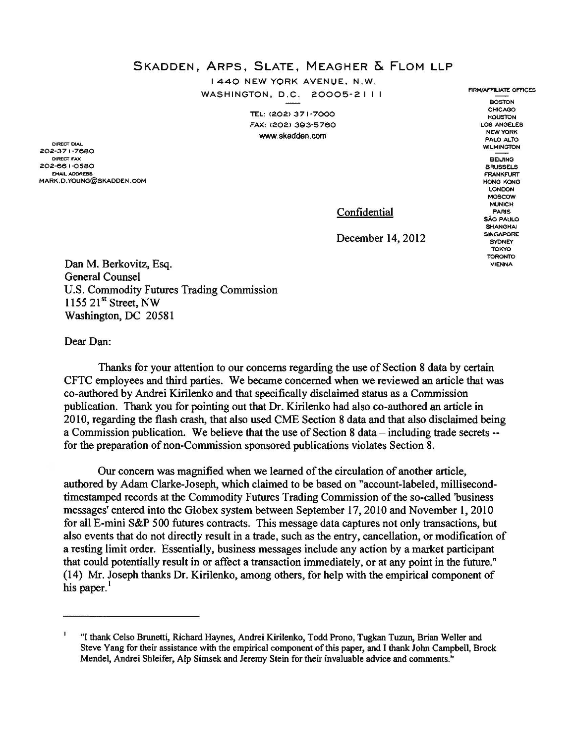# SKADDEN, ARPS, SLATE, MEAGHER & FLOM LLP

1440 NEW YORK AVENUE, N.W.
WASHINGTON, D.C. 20005-2111

TEL: (202) 371-7000
FAX: (202) 393-5760
www.skadden.com

DIRECT DIAL
202-371-7680
DIRECT FAX
202-661-0580
EMAIL ADDRESS
MARK.D.YOUNG@SKADDEN.COM

FIRM/AFFILIATE OFFICES
BOSTON
CHICAGO
HOUSTON
LOS ANGELES
NEW YORK
PALO ALTO
WILMINGTON

BEIJING
BRUSSELS
FRANKFURT
HONG KONG
LONDON
MOSCOW
MUNICH
PARIS
SÃO PAULO
SHANGHAI
SINGAPORE
SYDNEY
TOKYO
TORONTO
VIENNA

Confidential

December 14, 2012

Dan M. Berkovitz, Esq.
General Counsel
U.S. Commodity Futures Trading Commission
1155 21st Street, NW
Washington, DC 20581

Dear Dan:

Thanks for your attention to our concerns regarding the use of Section 8 data by certain CFTC employees and third parties. We became concerned when we reviewed an article that was co-authored by Andrei Kirilenko and that specifically disclaimed status as a Commission publication. Thank you for pointing out that Dr. Kirilenko had also co-authored an article in 2010, regarding the flash crash, that also used CME Section 8 data and that also disclaimed being a Commission publication. We believe that the use of Section 8 data – including trade secrets -- for the preparation of non-Commission sponsored publications violates Section 8.

Our concern was magnified when we learned of the circulation of another article, authored by Adam Clarke-Joseph, which claimed to be based on "account-labeled, millisecond-timestamped records at the Commodity Futures Trading Commission of the so-called 'business messages' entered into the Globex system between September 17, 2010 and November 1, 2010 for all E-mini S&P 500 futures contracts. This message data captures not only transactions, but also events that do not directly result in a trade, such as the entry, cancellation, or modification of a resting limit order. Essentially, business messages include any action by a market participant that could potentially result in or affect a transaction immediately, or at any point in the future." (14) Mr. Joseph thanks Dr. Kirilenko, among others, for help with the empirical component of his paper.[1]

---

[1] "I thank Celso Brunetti, Richard Haynes, Andrei Kirilenko, Todd Prono, Tugkan Tuzun, Brian Weller and Steve Yang for their assistance with the empirical component of this paper, and I thank John Campbell, Brock Mendel, Andrei Shleifer, Alp Simsek and Jeremy Stein for their invaluable advice and comments."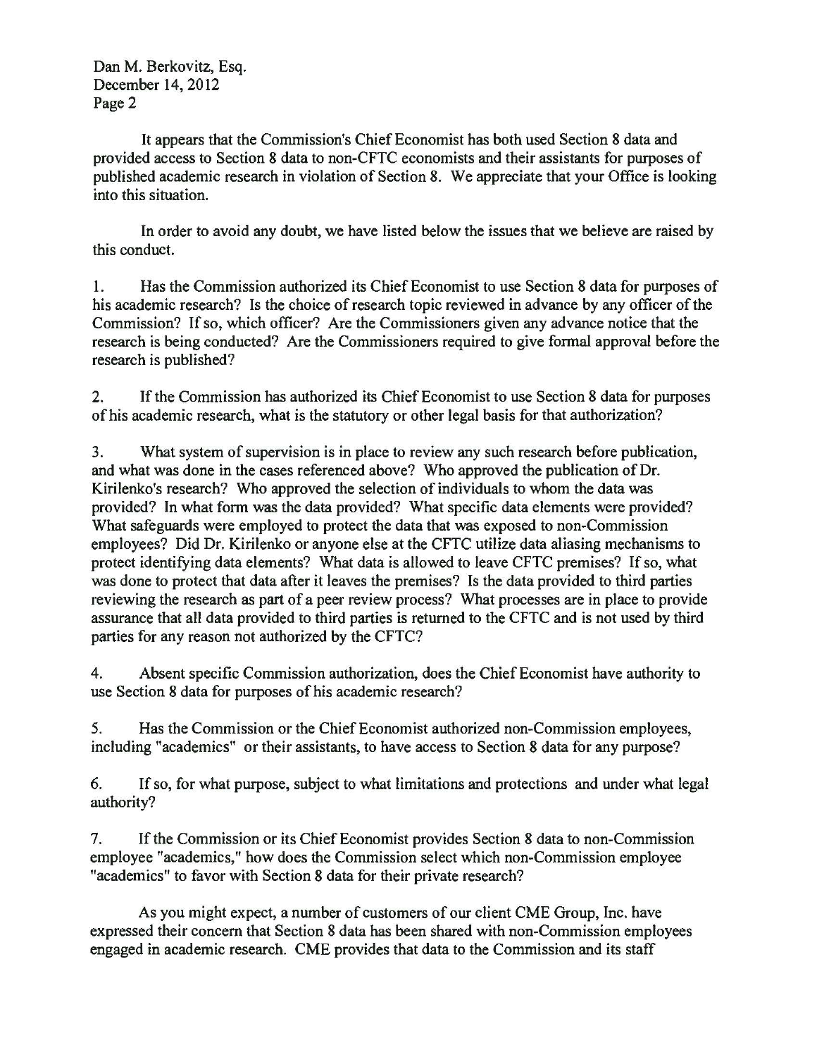It appears that the Commission's Chief Economist has both used Section 8 data and provided access to Section 8 data to non-CFTC economists and their assistants for purposes of published academic research in violation of Section 8. We appreciate that your Office is looking into this situation.

In order to avoid any doubt, we have listed below the issues that we believe are raised by this conduct.

1. Has the Commission authorized its Chief Economist to use Section 8 data for purposes of his academic research? Is the choice of research topic reviewed in advance by any officer of the Commission? If so, which officer? Are the Commissioners given any advance notice that the research is being conducted? Are the Commissioners required to give formal approval before the research is published?

2. If the Commission has authorized its Chief Economist to use Section 8 data for purposes of his academic research, what is the statutory or other legal basis for that authorization?

3. What system of supervision is in place to review any such research before publication, and what was done in the cases referenced above? Who approved the publication of Dr. Kirilenko's research? Who approved the selection of individuals to whom the data was provided? In what form was the data provided? What specific data elements were provided? What safeguards were employed to protect the data that was exposed to non-Commission employees? Did Dr. Kirilenko or anyone else at the CFTC utilize data aliasing mechanisms to protect identifying data elements? What data is allowed to leave CFTC premises? If so, what was done to protect that data after it leaves the premises? Is the data provided to third parties reviewing the research as part of a peer review process? What processes are in place to provide assurance that all data provided to third parties is returned to the CFTC and is not used by third parties for any reason not authorized by the CFTC?

4. Absent specific Commission authorization, does the Chief Economist have authority to use Section 8 data for purposes of his academic research?

5. Has the Commission or the Chief Economist authorized non-Commission employees, including "academics" or their assistants, to have access to Section 8 data for any purpose?

6. If so, for what purpose, subject to what limitations and protections and under what legal authority?

7. If the Commission or its Chief Economist provides Section 8 data to non-Commission employee "academics," how does the Commission select which non-Commission employee "academics" to favor with Section 8 data for their private research?

As you might expect, a number of customers of our client CME Group, Inc. have expressed their concern that Section 8 data has been shared with non-Commission employees engaged in academic research. CME provides that data to the Commission and its staff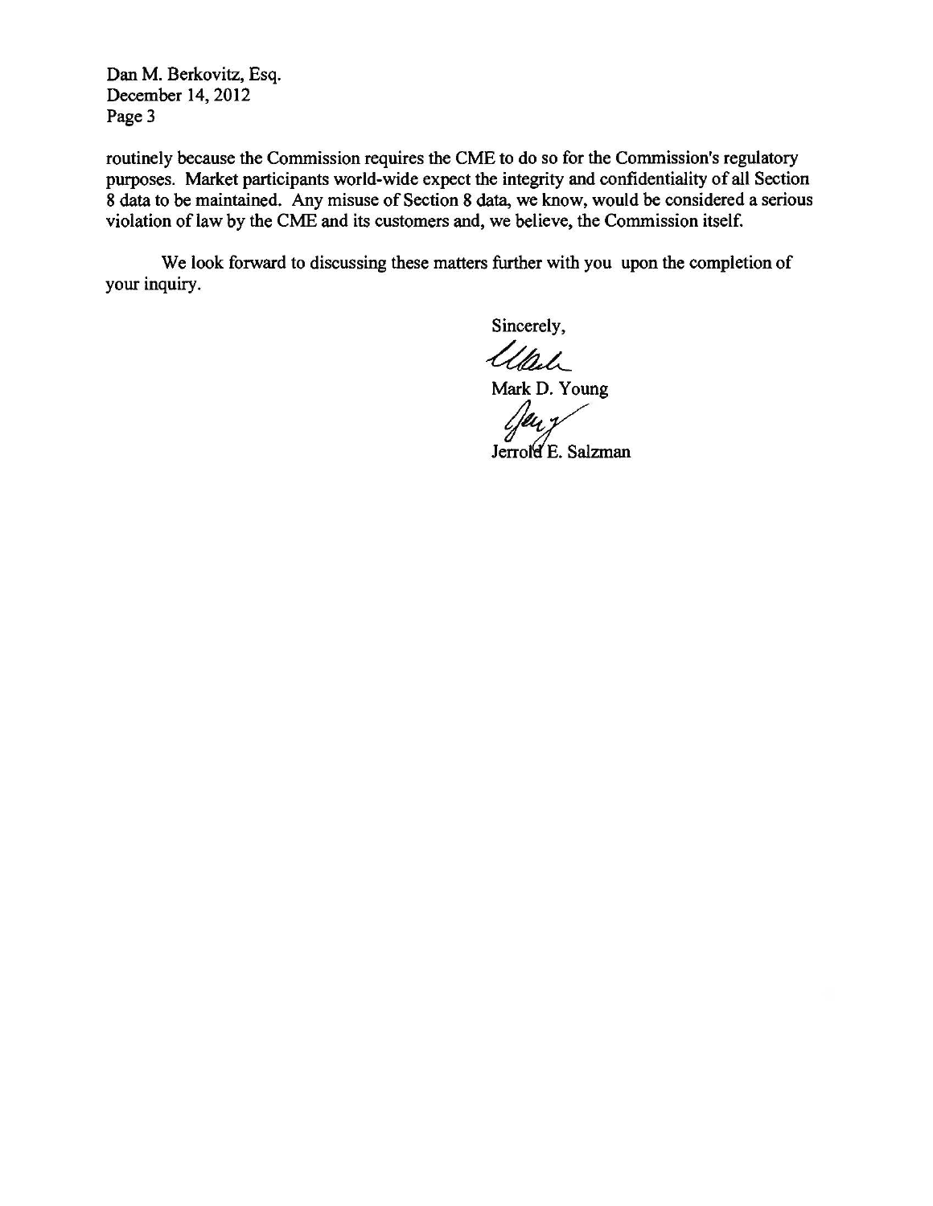Dan M. Berkovitz, Esq.
December 14, 2012

routinely because the Commission requires the CME to do so for the Commission's regulatory purposes. Market participants world-wide expect the integrity and confidentiality of all Section 8 data to be maintained. Any misuse of Section 8 data, we know, would be considered a serious violation of law by the CME and its customers and, we believe, the Commission itself.

We look forward to discussing these matters further with you upon the completion of your inquiry.

Sincerely,

Mark D. Young

Jerrold E. Salzman